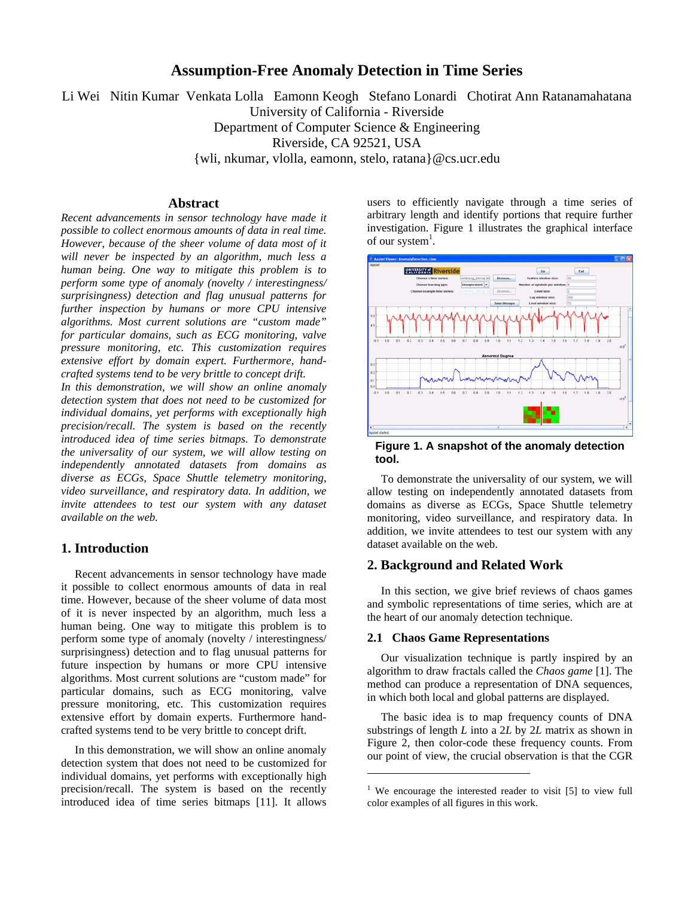# Assumption-Free Anomaly Detection in Time Series

Li Wei Nitin Kumar Venkata Lolla Eamonn Keogh Stefano Lonardi Chotirat Ann Ratanamahatana
University of California - Riverside
Department of Computer Science & Engineering
Riverside, CA 92521, USA
{wli, nkumar, vlolla, eamonn, stelo, ratana}@cs.ucr.edu

## Abstract

*Recent advancements in sensor technology have made it possible to collect enormous amounts of data in real time. However, because of the sheer volume of data most of it will never be inspected by an algorithm, much less a human being. One way to mitigate this problem is to perform some type of anomaly (novelty / interestingness/ surprisingness) detection and flag unusual patterns for further inspection by humans or more CPU intensive algorithms. Most current solutions are "custom made" for particular domains, such as ECG monitoring, valve pressure monitoring, etc. This customization requires extensive effort by domain expert. Furthermore, hand-crafted systems tend to be very brittle to concept drift.*

*In this demonstration, we will show an online anomaly detection system that does not need to be customized for individual domains, yet performs with exceptionally high precision/recall. The system is based on the recently introduced idea of time series bitmaps. To demonstrate the universality of our system, we will allow testing on independently annotated datasets from domains as diverse as ECGs, Space Shuttle telemetry monitoring, video surveillance, and respiratory data. In addition, we invite attendees to test our system with any dataset available on the web.*

## 1. Introduction

Recent advancements in sensor technology have made it possible to collect enormous amounts of data in real time. However, because of the sheer volume of data most of it is never inspected by an algorithm, much less a human being. One way to mitigate this problem is to perform some type of anomaly (novelty / interestingness/ surprisingness) detection and to flag unusual patterns for future inspection by humans or more CPU intensive algorithms. Most current solutions are "custom made" for particular domains, such as ECG monitoring, valve pressure monitoring, etc. This customization requires extensive effort by domain experts. Furthermore hand-crafted systems tend to be very brittle to concept drift.

In this demonstration, we will show an online anomaly detection system that does not need to be customized for individual domains, yet performs with exceptionally high precision/recall. The system is based on the recently introduced idea of time series bitmaps [11]. It allows users to efficiently navigate through a time series of arbitrary length and identify portions that require further investigation. Figure 1 illustrates the graphical interface of our system[1].

**Figure 1. A snapshot of the anomaly detection tool.**

To demonstrate the universality of our system, we will allow testing on independently annotated datasets from domains as diverse as ECGs, Space Shuttle telemetry monitoring, video surveillance, and respiratory data. In addition, we invite attendees to test our system with any dataset available on the web.

## 2. Background and Related Work

In this section, we give brief reviews of chaos games and symbolic representations of time series, which are at the heart of our anomaly detection technique.

### 2.1 Chaos Game Representations

Our visualization technique is partly inspired by an algorithm to draw fractals called the *Chaos game* [1]. The method can produce a representation of DNA sequences, in which both local and global patterns are displayed.

The basic idea is to map frequency counts of DNA substrings of length $L$ into a $2L$ by $2L$ matrix as shown in Figure 2, then color-code these frequency counts. From our point of view, the crucial observation is that the CGR

[1] We encourage the interested reader to visit [5] to view full color examples of all figures in this work.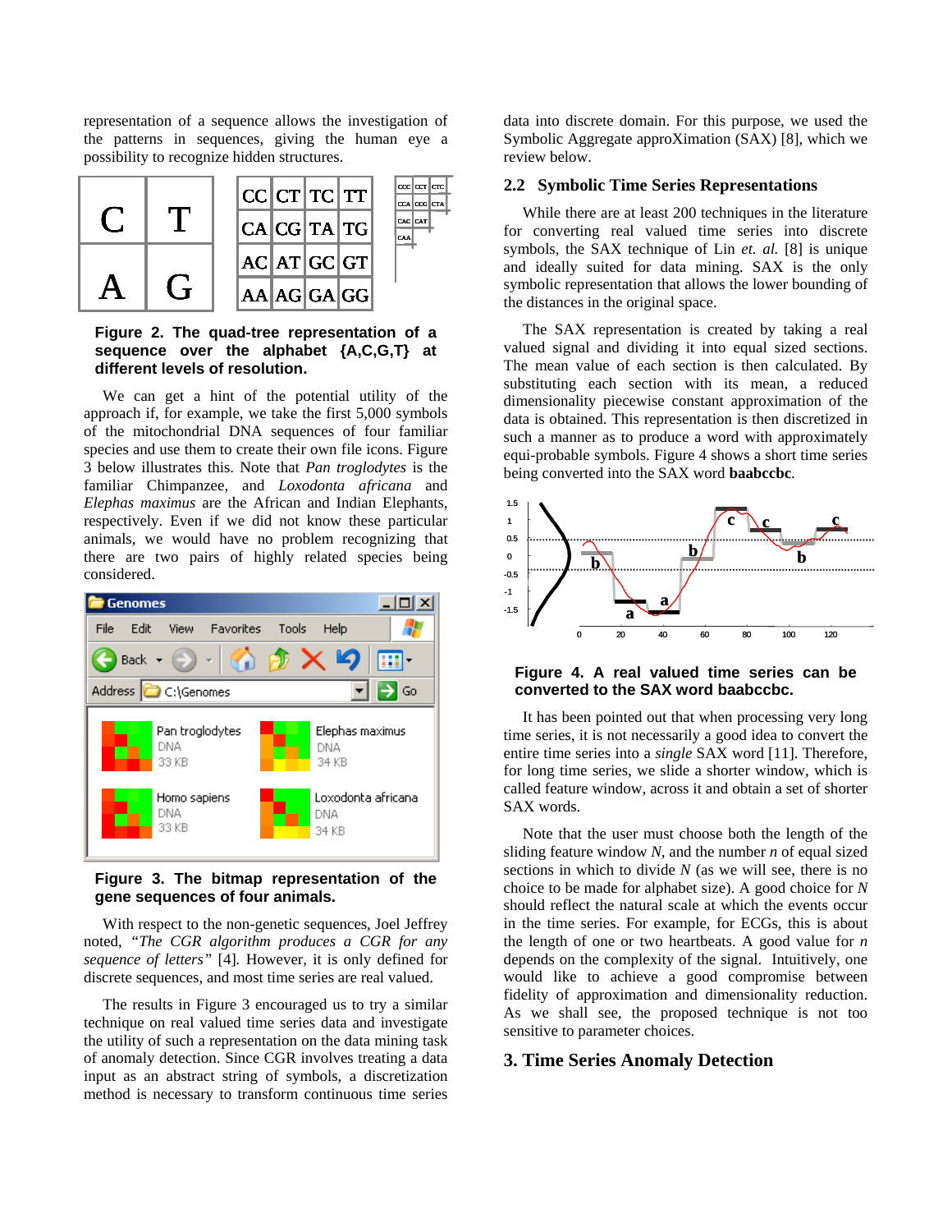representation of a sequence allows the investigation of the patterns in sequences, giving the human eye a possibility to recognize hidden structures.

**Figure 2. The quad-tree representation of a sequence over the alphabet {A,C,G,T} at different levels of resolution.**

We can get a hint of the potential utility of the approach if, for example, we take the first 5,000 symbols of the mitochondrial DNA sequences of four familiar species and use them to create their own file icons. Figure 3 below illustrates this. Note that *Pan troglodytes* is the familiar Chimpanzee, and *Loxodonta africana* and *Elephas maximus* are the African and Indian Elephants, respectively. Even if we did not know these particular animals, we would have no problem recognizing that there are two pairs of highly related species being considered.

**Figure 3. The bitmap representation of the gene sequences of four animals.**

With respect to the non-genetic sequences, Joel Jeffrey noted, *"The CGR algorithm produces a CGR for any sequence of letters"* [4]. However, it is only defined for discrete sequences, and most time series are real valued.

The results in Figure 3 encouraged us to try a similar technique on real valued time series data and investigate the utility of such a representation on the data mining task of anomaly detection. Since CGR involves treating a data input as an abstract string of symbols, a discretization method is necessary to transform continuous time series data into discrete domain. For this purpose, we used the Symbolic Aggregate approXimation (SAX) [8], which we review below.

### 2.2 Symbolic Time Series Representations

While there are at least 200 techniques in the literature for converting real valued time series into discrete symbols, the SAX technique of Lin *et. al.* [8] is unique and ideally suited for data mining. SAX is the only symbolic representation that allows the lower bounding of the distances in the original space.

The SAX representation is created by taking a real valued signal and dividing it into equal sized sections. The mean value of each section is then calculated. By substituting each section with its mean, a reduced dimensionality piecewise constant approximation of the data is obtained. This representation is then discretized in such a manner as to produce a word with approximately equi-probable symbols. Figure 4 shows a short time series being converted into the SAX word **baabccbc**.

**Figure 4. A real valued time series can be converted to the SAX word baabccbc.**

It has been pointed out that when processing very long time series, it is not necessarily a good idea to convert the entire time series into a *single* SAX word [11]. Therefore, for long time series, we slide a shorter window, which is called feature window, across it and obtain a set of shorter SAX words.

Note that the user must choose both the length of the sliding feature window $N$, and the number $n$ of equal sized sections in which to divide $N$ (as we will see, there is no choice to be made for alphabet size). A good choice for $N$ should reflect the natural scale at which the events occur in the time series. For example, for ECGs, this is about the length of one or two heartbeats. A good value for $n$ depends on the complexity of the signal. Intuitively, one would like to achieve a good compromise between fidelity of approximation and dimensionality reduction. As we shall see, the proposed technique is not too sensitive to parameter choices.

## 3. Time Series Anomaly Detection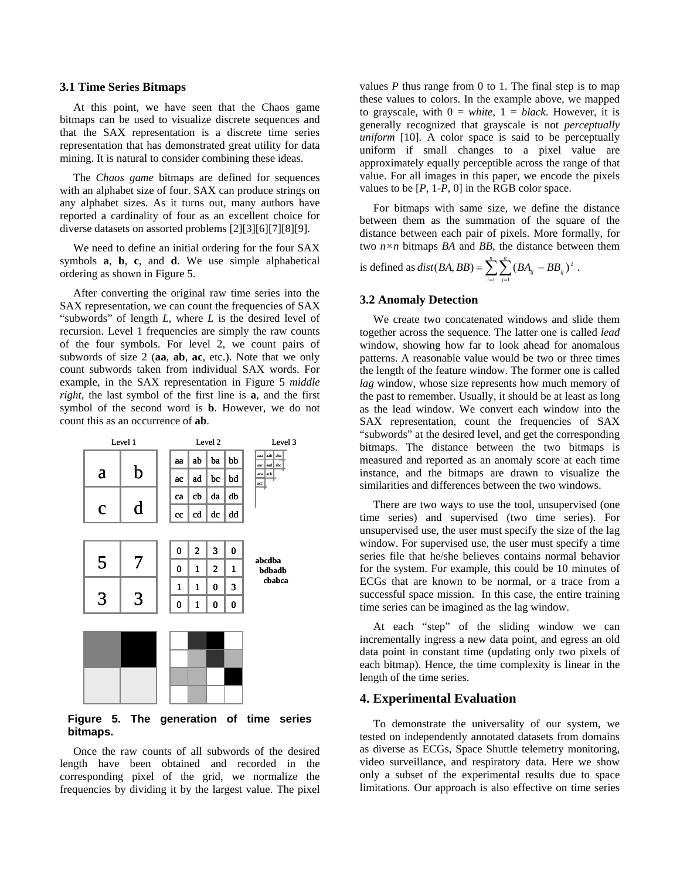### 3.1 Time Series Bitmaps

At this point, we have seen that the Chaos game bitmaps can be used to visualize discrete sequences and that the SAX representation is a discrete time series representation that has demonstrated great utility for data mining. It is natural to consider combining these ideas.

The *Chaos game* bitmaps are defined for sequences with an alphabet size of four. SAX can produce strings on any alphabet sizes. As it turns out, many authors have reported a cardinality of four as an excellent choice for diverse datasets on assorted problems [2][3][6][7][8][9].

We need to define an initial ordering for the four SAX symbols **a**, **b**, **c**, and **d**. We use simple alphabetical ordering as shown in Figure 5.

After converting the original raw time series into the SAX representation, we can count the frequencies of SAX "subwords" of length *L*, where *L* is the desired level of recursion. Level 1 frequencies are simply the raw counts of the four symbols. For level 2, we count pairs of subwords of size 2 (**aa**, **ab**, **ac**, etc.). Note that we only count subwords taken from individual SAX words. For example, in the SAX representation in Figure 5 *middle right*, the last symbol of the first line is **a**, and the first symbol of the second word is **b**. However, we do not count this as an occurrence of **ab**.

**Figure 5. The generation of time series bitmaps.**

Once the raw counts of all subwords of the desired length have been obtained and recorded in the corresponding pixel of the grid, we normalize the frequencies by dividing it by the largest value. The pixel values *P* thus range from 0 to 1. The final step is to map these values to colors. In the example above, we mapped to grayscale, with 0 = *white*, 1 = *black*. However, it is generally recognized that grayscale is not *perceptually uniform* [10]. A color space is said to be perceptually uniform if small changes to a pixel value are approximately equally perceptible across the range of that value. For all images in this paper, we encode the pixels values to be [*P*, 1-*P*, 0] in the RGB color space.

For bitmaps with same size, we define the distance between them as the summation of the square of the distance between each pair of pixels. More formally, for two $n \times n$ bitmaps *BA* and *BB*, the distance between them is defined as $dist(BA, BB) = \sum_{i=1}^{n} \sum_{j=1}^{n} (BA_{ij} - BB_{ij})^2$ .

### 3.2 Anomaly Detection

We create two concatenated windows and slide them together across the sequence. The latter one is called *lead* window, showing how far to look ahead for anomalous patterns. A reasonable value would be two or three times the length of the feature window. The former one is called *lag* window, whose size represents how much memory of the past to remember. Usually, it should be at least as long as the lead window. We convert each window into the SAX representation, count the frequencies of SAX "subwords" at the desired level, and get the corresponding bitmaps. The distance between the two bitmaps is measured and reported as an anomaly score at each time instance, and the bitmaps are drawn to visualize the similarities and differences between the two windows.

There are two ways to use the tool, unsupervised (one time series) and supervised (two time series). For unsupervised use, the user must specify the size of the lag window. For supervised use, the user must specify a time series file that he/she believes contains normal behavior for the system. For example, this could be 10 minutes of ECGs that are known to be normal, or a trace from a successful space mission. In this case, the entire training time series can be imagined as the lag window.

At each "step" of the sliding window we can incrementally ingress a new data point, and egress an old data point in constant time (updating only two pixels of each bitmap). Hence, the time complexity is linear in the length of the time series.

## 4. Experimental Evaluation

To demonstrate the universality of our system, we tested on independently annotated datasets from domains as diverse as ECGs, Space Shuttle telemetry monitoring, video surveillance, and respiratory data. Here we show only a subset of the experimental results due to space limitations. Our approach is also effective on time series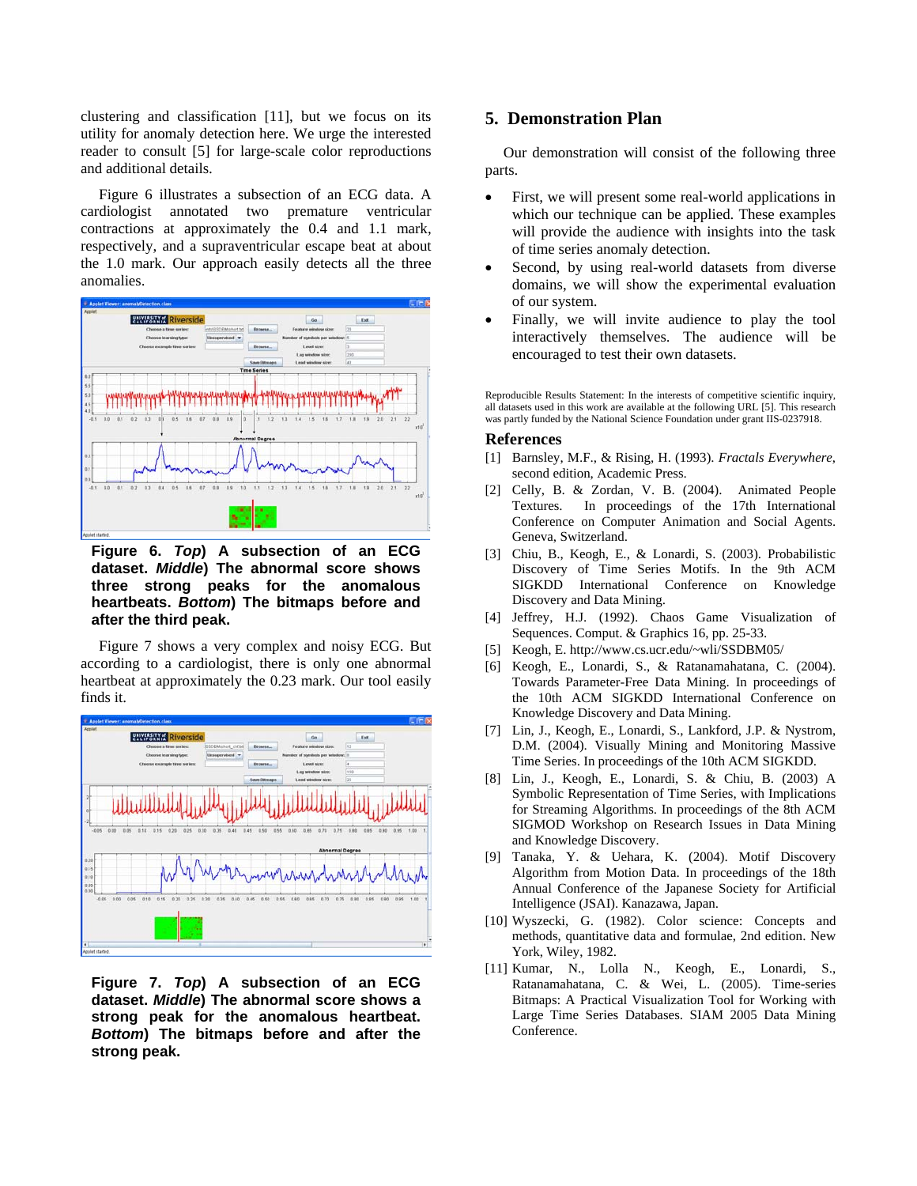clustering and classification [11], but we focus on its utility for anomaly detection here. We urge the interested reader to consult [5] for large-scale color reproductions and additional details.

Figure 6 illustrates a subsection of an ECG data. A cardiologist annotated two premature ventricular contractions at approximately the 0.4 and 1.1 mark, respectively, and a supraventricular escape beat at about the 1.0 mark. Our approach easily detects all the three anomalies.

**Figure 6. *Top*) A subsection of an ECG dataset. *Middle*) The abnormal score shows three strong peaks for the anomalous heartbeats. *Bottom*) The bitmaps before and after the third peak.**

Figure 7 shows a very complex and noisy ECG. But according to a cardiologist, there is only one abnormal heartbeat at approximately the 0.23 mark. Our tool easily finds it.

**Figure 7. *Top*) A subsection of an ECG dataset. *Middle*) The abnormal score shows a strong peak for the anomalous heartbeat. *Bottom*) The bitmaps before and after the strong peak.**

## 5. Demonstration Plan

Our demonstration will consist of the following three parts.

- First, we will present some real-world applications in which our technique can be applied. These examples will provide the audience with insights into the task of time series anomaly detection.
- Second, by using real-world datasets from diverse domains, we will show the experimental evaluation of our system.
- Finally, we will invite audience to play the tool interactively themselves. The audience will be encouraged to test their own datasets.

Reproducible Results Statement: In the interests of competitive scientific inquiry, all datasets used in this work are available at the following URL [5]. This research was partly funded by the National Science Foundation under grant IIS-0237918.

## References

[1] Barnsley, M.F., & Rising, H. (1993). *Fractals Everywhere*, second edition, Academic Press.

[2] Celly, B. & Zordan, V. B. (2004). Animated People Textures. In proceedings of the 17th International Conference on Computer Animation and Social Agents. Geneva, Switzerland.

[3] Chiu, B., Keogh, E., & Lonardi, S. (2003). Probabilistic Discovery of Time Series Motifs. In the 9th ACM SIGKDD International Conference on Knowledge Discovery and Data Mining.

[4] Jeffrey, H.J. (1992). Chaos Game Visualization of Sequences. Comput. & Graphics 16, pp. 25-33.

[5] Keogh, E. http://www.cs.ucr.edu/~wli/SSDBM05/

[6] Keogh, E., Lonardi, S., & Ratanamahatana, C. (2004). Towards Parameter-Free Data Mining. In proceedings of the 10th ACM SIGKDD International Conference on Knowledge Discovery and Data Mining.

[7] Lin, J., Keogh, E., Lonardi, S., Lankford, J.P. & Nystrom, D.M. (2004). Visually Mining and Monitoring Massive Time Series. In proceedings of the 10th ACM SIGKDD.

[8] Lin, J., Keogh, E., Lonardi, S. & Chiu, B. (2003) A Symbolic Representation of Time Series, with Implications for Streaming Algorithms. In proceedings of the 8th ACM SIGMOD Workshop on Research Issues in Data Mining and Knowledge Discovery.

[9] Tanaka, Y. & Uehara, K. (2004). Motif Discovery Algorithm from Motion Data. In proceedings of the 18th Annual Conference of the Japanese Society for Artificial Intelligence (JSAI). Kanazawa, Japan.

[10] Wyszecki, G. (1982). Color science: Concepts and methods, quantitative data and formulae, 2nd edition. New York, Wiley, 1982.

[11] Kumar, N., Lolla N., Keogh, E., Lonardi, S., Ratanamahatana, C. & Wei, L. (2005). Time-series Bitmaps: A Practical Visualization Tool for Working with Large Time Series Databases. SIAM 2005 Data Mining Conference.